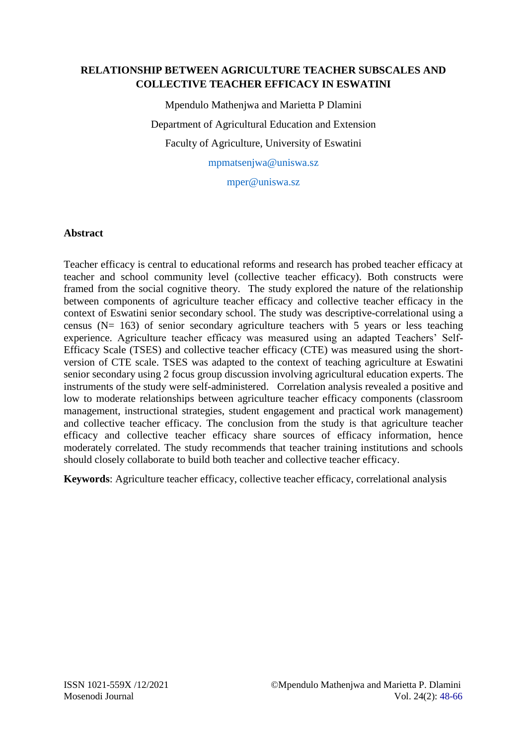# RELATIONSHIP BETWEEN AGRICULTURE TEACHER SUBSCALES AND COLLECTIVE TEACHER EFFICACY IN ESWATINI

Mpendulo Mathenjwa and Marietta P Dlamini

Department of Agricultural Education and Extension

Faculty of Agriculture, University of Eswatini

mpmatsenjwa@uniswa.sz

mper@uniswa.sz

## Abstract

Teacher efficacy is central to educational reforms and research has probed teacher efficacy at teacher and school community level (collective teacher efficacy). Both constructs were framed from the social cognitive theory. The study explored the nature of the relationship between components of agriculture teacher efficacy and collective teacher efficacy in the context of Eswatini senior secondary school. The study was descriptive-correlational using a census (N= 163) of senior secondary agriculture teachers with 5 years or less teaching experience. Agriculture teacher efficacy was measured using an adapted Teachers' Self-Efficacy Scale (TSES) and collective teacher efficacy (CTE) was measured using the short-version of CTE scale. TSES was adapted to the context of teaching agriculture at Eswatini senior secondary using 2 focus group discussion involving agricultural education experts. The instruments of the study were self-administered. Correlation analysis revealed a positive and low to moderate relationships between agriculture teacher efficacy components (classroom management, instructional strategies, student engagement and practical work management) and collective teacher efficacy. The conclusion from the study is that agriculture teacher efficacy and collective teacher efficacy share sources of efficacy information, hence moderately correlated. The study recommends that teacher training institutions and schools should closely collaborate to build both teacher and collective teacher efficacy.

**Keywords**: Agriculture teacher efficacy, collective teacher efficacy, correlational analysis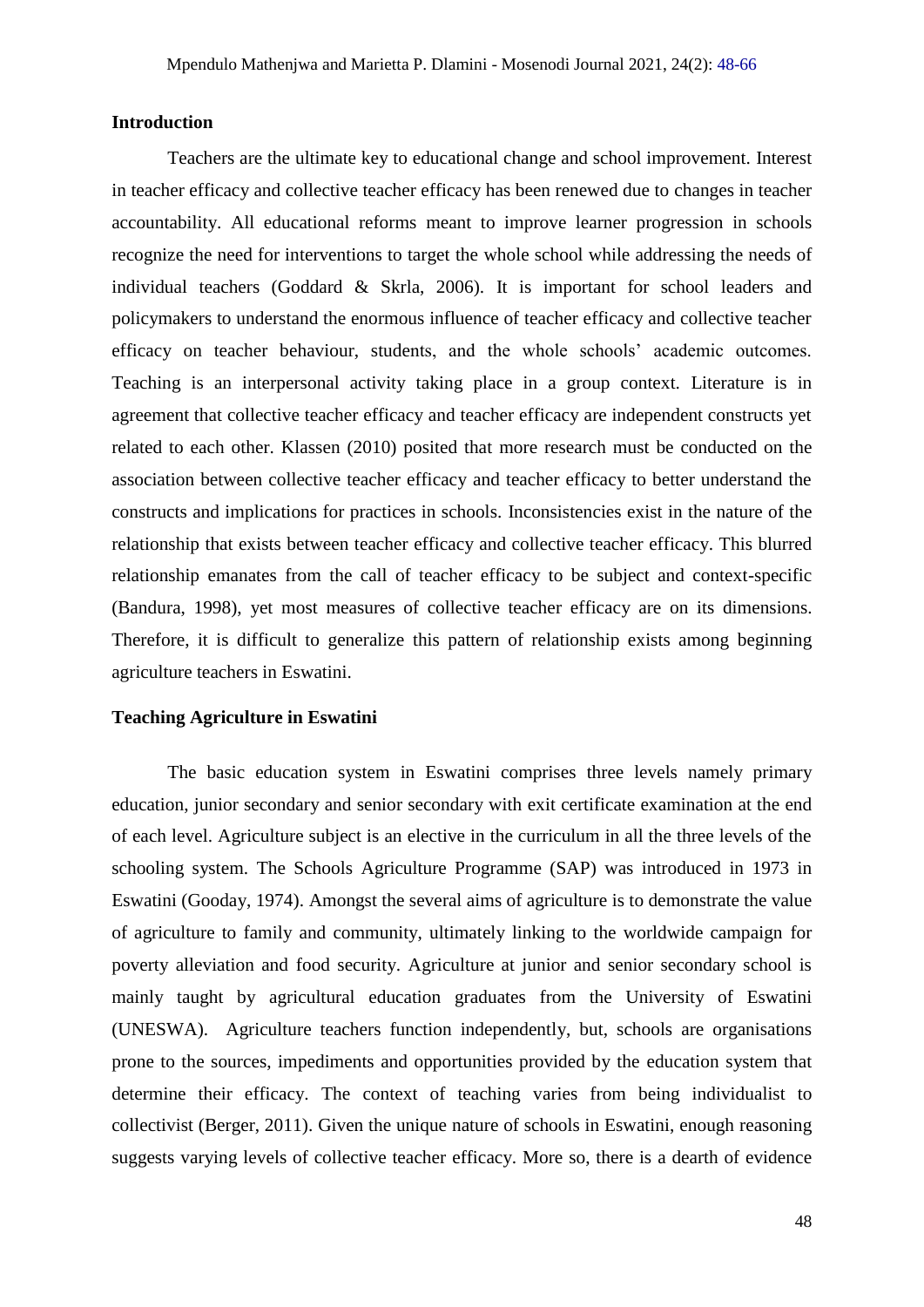## Introduction

Teachers are the ultimate key to educational change and school improvement. Interest in teacher efficacy and collective teacher efficacy has been renewed due to changes in teacher accountability. All educational reforms meant to improve learner progression in schools recognize the need for interventions to target the whole school while addressing the needs of individual teachers (Goddard & Skrla, 2006). It is important for school leaders and policymakers to understand the enormous influence of teacher efficacy and collective teacher efficacy on teacher behaviour, students, and the whole schools' academic outcomes. Teaching is an interpersonal activity taking place in a group context. Literature is in agreement that collective teacher efficacy and teacher efficacy are independent constructs yet related to each other. Klassen (2010) posited that more research must be conducted on the association between collective teacher efficacy and teacher efficacy to better understand the constructs and implications for practices in schools. Inconsistencies exist in the nature of the relationship that exists between teacher efficacy and collective teacher efficacy. This blurred relationship emanates from the call of teacher efficacy to be subject and context-specific (Bandura, 1998), yet most measures of collective teacher efficacy are on its dimensions. Therefore, it is difficult to generalize this pattern of relationship exists among beginning agriculture teachers in Eswatini.

## Teaching Agriculture in Eswatini

The basic education system in Eswatini comprises three levels namely primary education, junior secondary and senior secondary with exit certificate examination at the end of each level. Agriculture subject is an elective in the curriculum in all the three levels of the schooling system. The Schools Agriculture Programme (SAP) was introduced in 1973 in Eswatini (Gooday, 1974). Amongst the several aims of agriculture is to demonstrate the value of agriculture to family and community, ultimately linking to the worldwide campaign for poverty alleviation and food security. Agriculture at junior and senior secondary school is mainly taught by agricultural education graduates from the University of Eswatini (UNESWA). Agriculture teachers function independently, but, schools are organisations prone to the sources, impediments and opportunities provided by the education system that determine their efficacy. The context of teaching varies from being individualist to collectivist (Berger, 2011). Given the unique nature of schools in Eswatini, enough reasoning suggests varying levels of collective teacher efficacy. More so, there is a dearth of evidence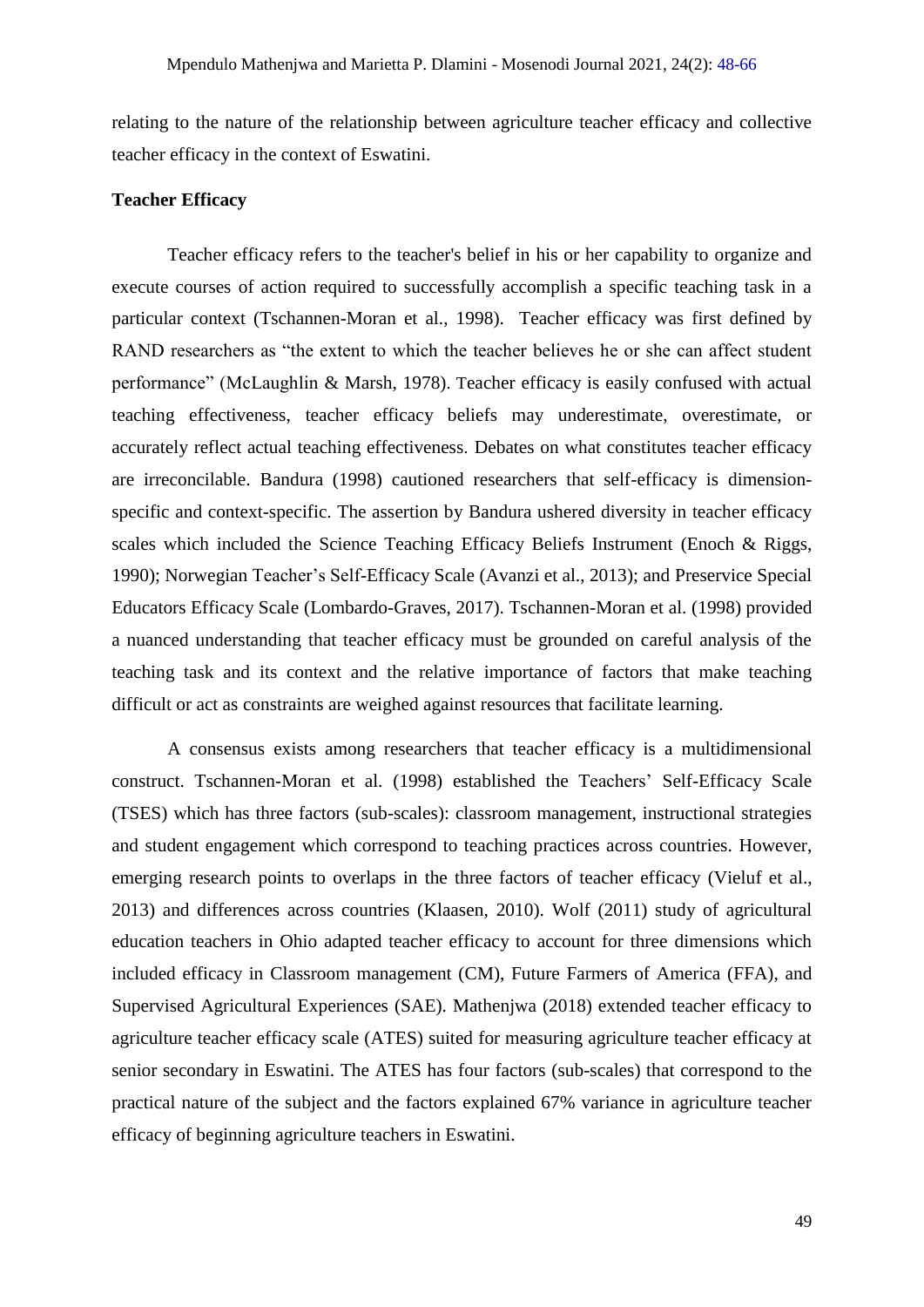relating to the nature of the relationship between agriculture teacher efficacy and collective teacher efficacy in the context of Eswatini.

## Teacher Efficacy

Teacher efficacy refers to the teacher's belief in his or her capability to organize and execute courses of action required to successfully accomplish a specific teaching task in a particular context (Tschannen-Moran et al., 1998). Teacher efficacy was first defined by RAND researchers as "the extent to which the teacher believes he or she can affect student performance" (McLaughlin & Marsh, 1978). Teacher efficacy is easily confused with actual teaching effectiveness, teacher efficacy beliefs may underestimate, overestimate, or accurately reflect actual teaching effectiveness. Debates on what constitutes teacher efficacy are irreconcilable. Bandura (1998) cautioned researchers that self-efficacy is dimension-specific and context-specific. The assertion by Bandura ushered diversity in teacher efficacy scales which included the Science Teaching Efficacy Beliefs Instrument (Enoch & Riggs, 1990); Norwegian Teacher's Self-Efficacy Scale (Avanzi et al., 2013); and Preservice Special Educators Efficacy Scale (Lombardo-Graves, 2017). Tschannen-Moran et al. (1998) provided a nuanced understanding that teacher efficacy must be grounded on careful analysis of the teaching task and its context and the relative importance of factors that make teaching difficult or act as constraints are weighed against resources that facilitate learning.

A consensus exists among researchers that teacher efficacy is a multidimensional construct. Tschannen-Moran et al. (1998) established the Teachers' Self-Efficacy Scale (TSES) which has three factors (sub-scales): classroom management, instructional strategies and student engagement which correspond to teaching practices across countries. However, emerging research points to overlaps in the three factors of teacher efficacy (Vieluf et al., 2013) and differences across countries (Klaasen, 2010). Wolf (2011) study of agricultural education teachers in Ohio adapted teacher efficacy to account for three dimensions which included efficacy in Classroom management (CM), Future Farmers of America (FFA), and Supervised Agricultural Experiences (SAE). Mathenjwa (2018) extended teacher efficacy to agriculture teacher efficacy scale (ATES) suited for measuring agriculture teacher efficacy at senior secondary in Eswatini. The ATES has four factors (sub-scales) that correspond to the practical nature of the subject and the factors explained 67% variance in agriculture teacher efficacy of beginning agriculture teachers in Eswatini.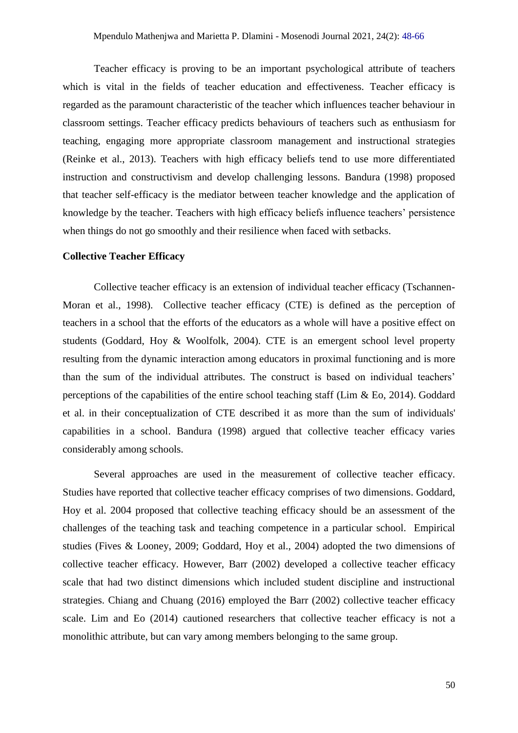Teacher efficacy is proving to be an important psychological attribute of teachers which is vital in the fields of teacher education and effectiveness. Teacher efficacy is regarded as the paramount characteristic of the teacher which influences teacher behaviour in classroom settings. Teacher efficacy predicts behaviours of teachers such as enthusiasm for teaching, engaging more appropriate classroom management and instructional strategies (Reinke et al., 2013). Teachers with high efficacy beliefs tend to use more differentiated instruction and constructivism and develop challenging lessons. Bandura (1998) proposed that teacher self-efficacy is the mediator between teacher knowledge and the application of knowledge by the teacher. Teachers with high efficacy beliefs influence teachers' persistence when things do not go smoothly and their resilience when faced with setbacks.

**Collective Teacher Efficacy**

Collective teacher efficacy is an extension of individual teacher efficacy (Tschannen-Moran et al., 1998). Collective teacher efficacy (CTE) is defined as the perception of teachers in a school that the efforts of the educators as a whole will have a positive effect on students (Goddard, Hoy & Woolfolk, 2004). CTE is an emergent school level property resulting from the dynamic interaction among educators in proximal functioning and is more than the sum of the individual attributes. The construct is based on individual teachers' perceptions of the capabilities of the entire school teaching staff (Lim & Eo, 2014). Goddard et al. in their conceptualization of CTE described it as more than the sum of individuals' capabilities in a school. Bandura (1998) argued that collective teacher efficacy varies considerably among schools.

Several approaches are used in the measurement of collective teacher efficacy. Studies have reported that collective teacher efficacy comprises of two dimensions. Goddard, Hoy et al. 2004 proposed that collective teaching efficacy should be an assessment of the challenges of the teaching task and teaching competence in a particular school. Empirical studies (Fives & Looney, 2009; Goddard, Hoy et al., 2004) adopted the two dimensions of collective teacher efficacy. However, Barr (2002) developed a collective teacher efficacy scale that had two distinct dimensions which included student discipline and instructional strategies. Chiang and Chuang (2016) employed the Barr (2002) collective teacher efficacy scale. Lim and Eo (2014) cautioned researchers that collective teacher efficacy is not a monolithic attribute, but can vary among members belonging to the same group.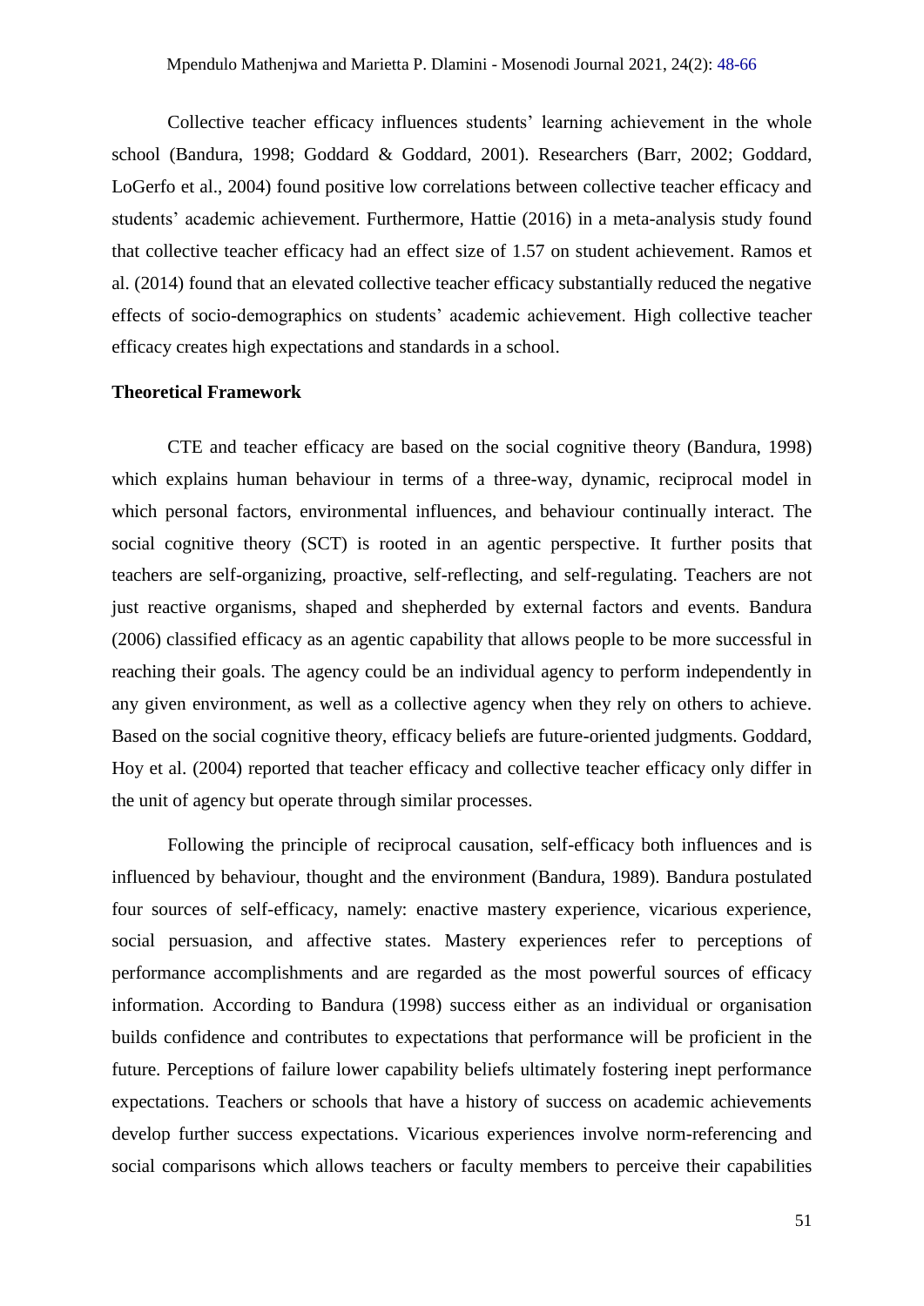Collective teacher efficacy influences students' learning achievement in the whole school (Bandura, 1998; Goddard & Goddard, 2001). Researchers (Barr, 2002; Goddard, LoGerfo et al., 2004) found positive low correlations between collective teacher efficacy and students' academic achievement. Furthermore, Hattie (2016) in a meta-analysis study found that collective teacher efficacy had an effect size of 1.57 on student achievement. Ramos et al. (2014) found that an elevated collective teacher efficacy substantially reduced the negative effects of socio-demographics on students' academic achievement. High collective teacher efficacy creates high expectations and standards in a school.

**Theoretical Framework**

CTE and teacher efficacy are based on the social cognitive theory (Bandura, 1998) which explains human behaviour in terms of a three-way, dynamic, reciprocal model in which personal factors, environmental influences, and behaviour continually interact. The social cognitive theory (SCT) is rooted in an agentic perspective. It further posits that teachers are self-organizing, proactive, self-reflecting, and self-regulating. Teachers are not just reactive organisms, shaped and shepherded by external factors and events. Bandura (2006) classified efficacy as an agentic capability that allows people to be more successful in reaching their goals. The agency could be an individual agency to perform independently in any given environment, as well as a collective agency when they rely on others to achieve. Based on the social cognitive theory, efficacy beliefs are future-oriented judgments. Goddard, Hoy et al. (2004) reported that teacher efficacy and collective teacher efficacy only differ in the unit of agency but operate through similar processes.

Following the principle of reciprocal causation, self-efficacy both influences and is influenced by behaviour, thought and the environment (Bandura, 1989). Bandura postulated four sources of self-efficacy, namely: enactive mastery experience, vicarious experience, social persuasion, and affective states. Mastery experiences refer to perceptions of performance accomplishments and are regarded as the most powerful sources of efficacy information. According to Bandura (1998) success either as an individual or organisation builds confidence and contributes to expectations that performance will be proficient in the future. Perceptions of failure lower capability beliefs ultimately fostering inept performance expectations. Teachers or schools that have a history of success on academic achievements develop further success expectations. Vicarious experiences involve norm-referencing and social comparisons which allows teachers or faculty members to perceive their capabilities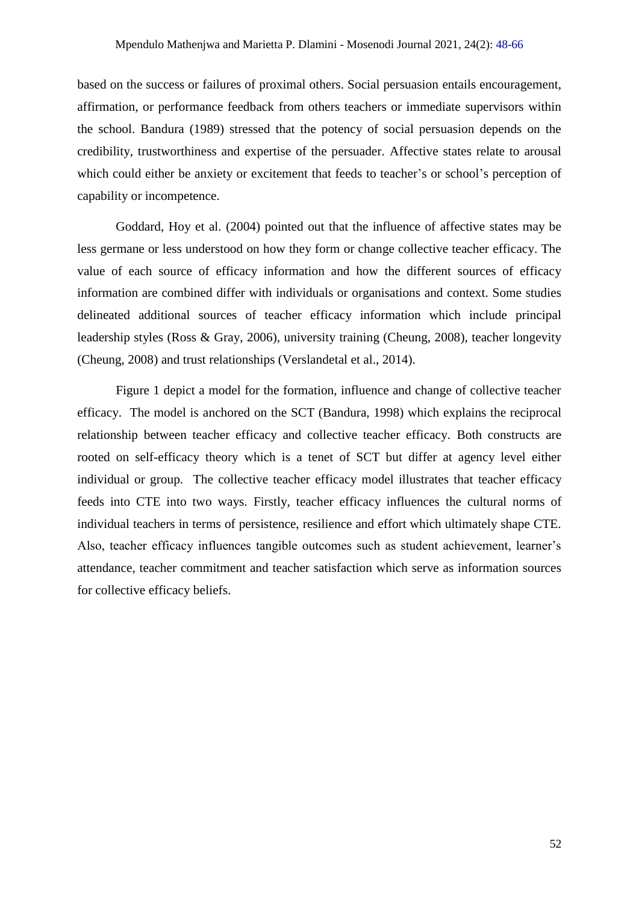based on the success or failures of proximal others. Social persuasion entails encouragement, affirmation, or performance feedback from others teachers or immediate supervisors within the school. Bandura (1989) stressed that the potency of social persuasion depends on the credibility, trustworthiness and expertise of the persuader. Affective states relate to arousal which could either be anxiety or excitement that feeds to teacher's or school's perception of capability or incompetence.

Goddard, Hoy et al. (2004) pointed out that the influence of affective states may be less germane or less understood on how they form or change collective teacher efficacy. The value of each source of efficacy information and how the different sources of efficacy information are combined differ with individuals or organisations and context. Some studies delineated additional sources of teacher efficacy information which include principal leadership styles (Ross & Gray, 2006), university training (Cheung, 2008), teacher longevity (Cheung, 2008) and trust relationships (Verslandetal et al., 2014).

Figure 1 depict a model for the formation, influence and change of collective teacher efficacy. The model is anchored on the SCT (Bandura, 1998) which explains the reciprocal relationship between teacher efficacy and collective teacher efficacy. Both constructs are rooted on self-efficacy theory which is a tenet of SCT but differ at agency level either individual or group. The collective teacher efficacy model illustrates that teacher efficacy feeds into CTE into two ways. Firstly, teacher efficacy influences the cultural norms of individual teachers in terms of persistence, resilience and effort which ultimately shape CTE. Also, teacher efficacy influences tangible outcomes such as student achievement, learner's attendance, teacher commitment and teacher satisfaction which serve as information sources for collective efficacy beliefs.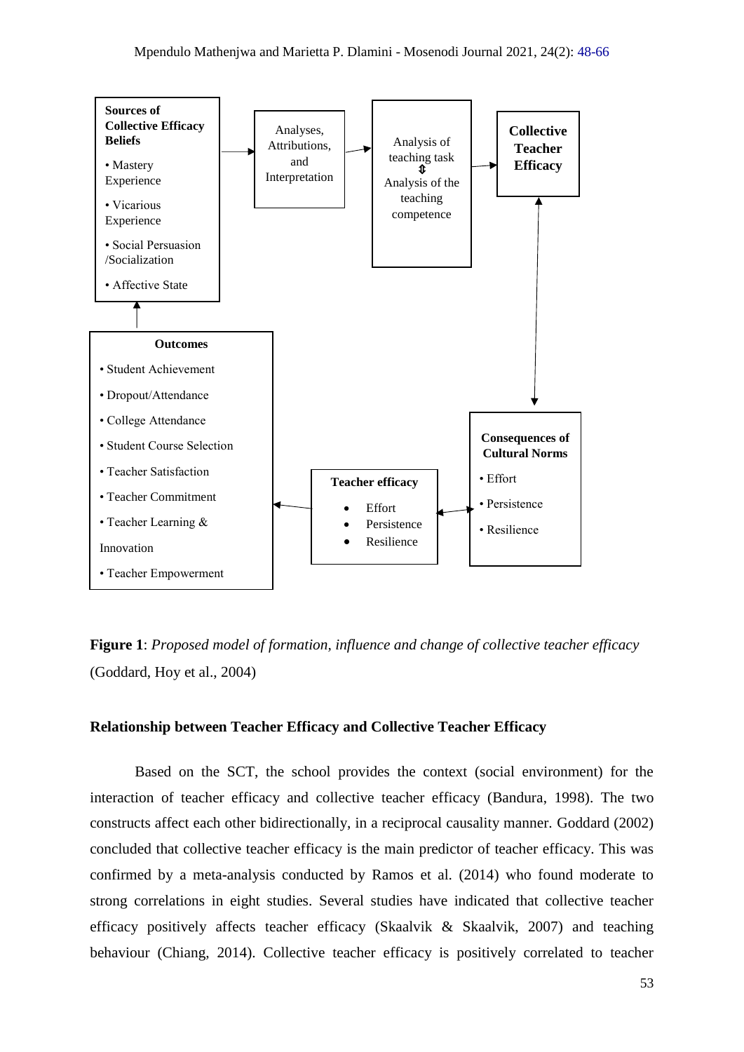Sources of Collective Efficacy Beliefs
• Mastery Experience
• Vicarious Experience
• Social Persuasion /Socialization
• Affective State

Analyses, Attributions, and Interpretation

Analysis of teaching task ⇕ Analysis of the teaching competence

Collective Teacher Efficacy

Outcomes
• Student Achievement
• Dropout/Attendance
• College Attendance
• Student Course Selection
• Teacher Satisfaction
• Teacher Commitment
• Teacher Learning & Innovation
• Teacher Empowerment

Teacher efficacy
- Effort
- Persistence
- Resilience

Consequences of Cultural Norms
• Effort
• Persistence
• Resilience

**Figure 1**: *Proposed model of formation, influence and change of collective teacher efficacy* (Goddard, Hoy et al., 2004)

### Relationship between Teacher Efficacy and Collective Teacher Efficacy

Based on the SCT, the school provides the context (social environment) for the interaction of teacher efficacy and collective teacher efficacy (Bandura, 1998). The two constructs affect each other bidirectionally, in a reciprocal causality manner. Goddard (2002) concluded that collective teacher efficacy is the main predictor of teacher efficacy. This was confirmed by a meta-analysis conducted by Ramos et al. (2014) who found moderate to strong correlations in eight studies. Several studies have indicated that collective teacher efficacy positively affects teacher efficacy (Skaalvik & Skaalvik, 2007) and teaching behaviour (Chiang, 2014). Collective teacher efficacy is positively correlated to teacher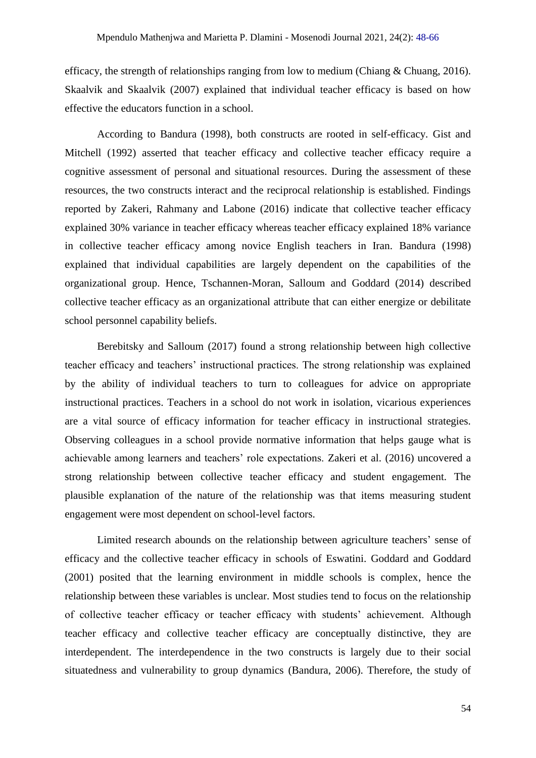efficacy, the strength of relationships ranging from low to medium (Chiang & Chuang, 2016). Skaalvik and Skaalvik (2007) explained that individual teacher efficacy is based on how effective the educators function in a school.

According to Bandura (1998), both constructs are rooted in self-efficacy. Gist and Mitchell (1992) asserted that teacher efficacy and collective teacher efficacy require a cognitive assessment of personal and situational resources. During the assessment of these resources, the two constructs interact and the reciprocal relationship is established. Findings reported by Zakeri, Rahmany and Labone (2016) indicate that collective teacher efficacy explained 30% variance in teacher efficacy whereas teacher efficacy explained 18% variance in collective teacher efficacy among novice English teachers in Iran. Bandura (1998) explained that individual capabilities are largely dependent on the capabilities of the organizational group. Hence, Tschannen-Moran, Salloum and Goddard (2014) described collective teacher efficacy as an organizational attribute that can either energize or debilitate school personnel capability beliefs.

Berebitsky and Salloum (2017) found a strong relationship between high collective teacher efficacy and teachers' instructional practices. The strong relationship was explained by the ability of individual teachers to turn to colleagues for advice on appropriate instructional practices. Teachers in a school do not work in isolation, vicarious experiences are a vital source of efficacy information for teacher efficacy in instructional strategies. Observing colleagues in a school provide normative information that helps gauge what is achievable among learners and teachers' role expectations. Zakeri et al. (2016) uncovered a strong relationship between collective teacher efficacy and student engagement. The plausible explanation of the nature of the relationship was that items measuring student engagement were most dependent on school-level factors.

Limited research abounds on the relationship between agriculture teachers' sense of efficacy and the collective teacher efficacy in schools of Eswatini. Goddard and Goddard (2001) posited that the learning environment in middle schools is complex, hence the relationship between these variables is unclear. Most studies tend to focus on the relationship of collective teacher efficacy or teacher efficacy with students' achievement. Although teacher efficacy and collective teacher efficacy are conceptually distinctive, they are interdependent. The interdependence in the two constructs is largely due to their social situatedness and vulnerability to group dynamics (Bandura, 2006). Therefore, the study of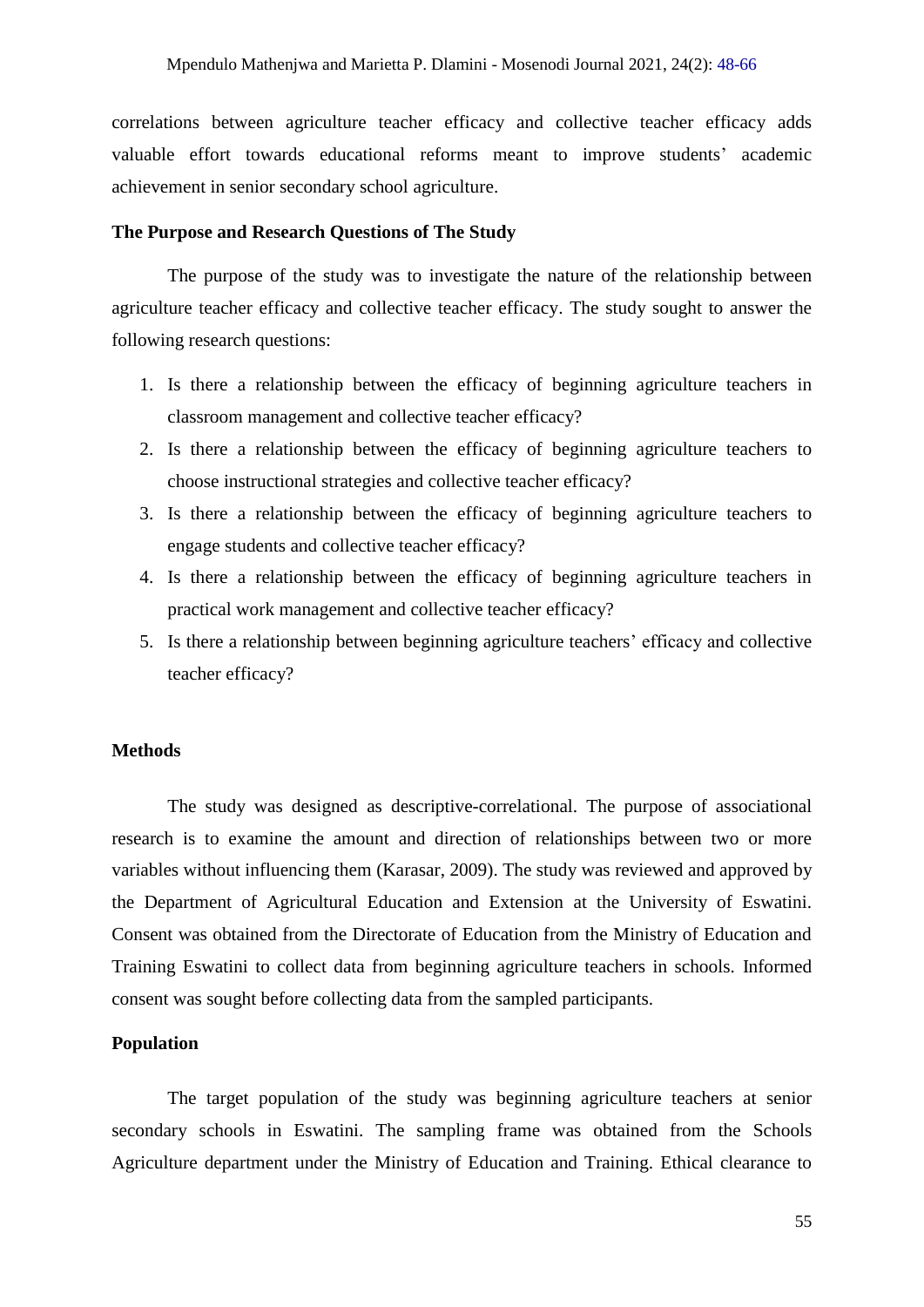correlations between agriculture teacher efficacy and collective teacher efficacy adds valuable effort towards educational reforms meant to improve students' academic achievement in senior secondary school agriculture.

## The Purpose and Research Questions of The Study

The purpose of the study was to investigate the nature of the relationship between agriculture teacher efficacy and collective teacher efficacy. The study sought to answer the following research questions:

1. Is there a relationship between the efficacy of beginning agriculture teachers in classroom management and collective teacher efficacy?
2. Is there a relationship between the efficacy of beginning agriculture teachers to choose instructional strategies and collective teacher efficacy?
3. Is there a relationship between the efficacy of beginning agriculture teachers to engage students and collective teacher efficacy?
4. Is there a relationship between the efficacy of beginning agriculture teachers in practical work management and collective teacher efficacy?
5. Is there a relationship between beginning agriculture teachers' efficacy and collective teacher efficacy?

## Methods

The study was designed as descriptive-correlational. The purpose of associational research is to examine the amount and direction of relationships between two or more variables without influencing them (Karasar, 2009). The study was reviewed and approved by the Department of Agricultural Education and Extension at the University of Eswatini. Consent was obtained from the Directorate of Education from the Ministry of Education and Training Eswatini to collect data from beginning agriculture teachers in schools. Informed consent was sought before collecting data from the sampled participants.

## Population

The target population of the study was beginning agriculture teachers at senior secondary schools in Eswatini. The sampling frame was obtained from the Schools Agriculture department under the Ministry of Education and Training. Ethical clearance to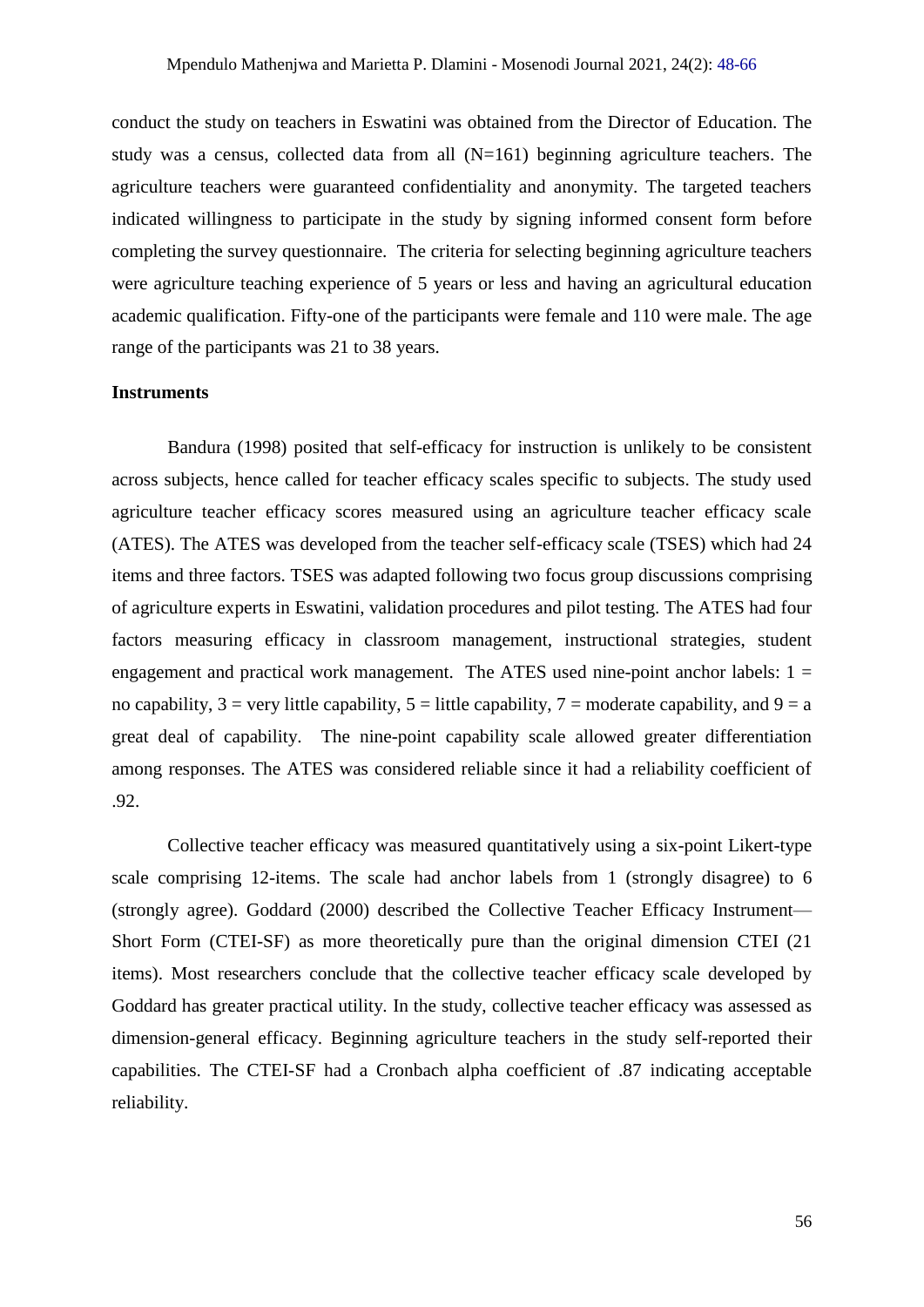conduct the study on teachers in Eswatini was obtained from the Director of Education. The study was a census, collected data from all (N=161) beginning agriculture teachers. The agriculture teachers were guaranteed confidentiality and anonymity. The targeted teachers indicated willingness to participate in the study by signing informed consent form before completing the survey questionnaire. The criteria for selecting beginning agriculture teachers were agriculture teaching experience of 5 years or less and having an agricultural education academic qualification. Fifty-one of the participants were female and 110 were male. The age range of the participants was 21 to 38 years.

**Instruments**

Bandura (1998) posited that self-efficacy for instruction is unlikely to be consistent across subjects, hence called for teacher efficacy scales specific to subjects. The study used agriculture teacher efficacy scores measured using an agriculture teacher efficacy scale (ATES). The ATES was developed from the teacher self-efficacy scale (TSES) which had 24 items and three factors. TSES was adapted following two focus group discussions comprising of agriculture experts in Eswatini, validation procedures and pilot testing. The ATES had four factors measuring efficacy in classroom management, instructional strategies, student engagement and practical work management. The ATES used nine-point anchor labels: 1 = no capability, 3 = very little capability, 5 = little capability, 7 = moderate capability, and 9 = a great deal of capability. The nine-point capability scale allowed greater differentiation among responses. The ATES was considered reliable since it had a reliability coefficient of .92.

Collective teacher efficacy was measured quantitatively using a six-point Likert-type scale comprising 12-items. The scale had anchor labels from 1 (strongly disagree) to 6 (strongly agree). Goddard (2000) described the Collective Teacher Efficacy Instrument—Short Form (CTEI-SF) as more theoretically pure than the original dimension CTEI (21 items). Most researchers conclude that the collective teacher efficacy scale developed by Goddard has greater practical utility. In the study, collective teacher efficacy was assessed as dimension-general efficacy. Beginning agriculture teachers in the study self-reported their capabilities. The CTEI-SF had a Cronbach alpha coefficient of .87 indicating acceptable reliability.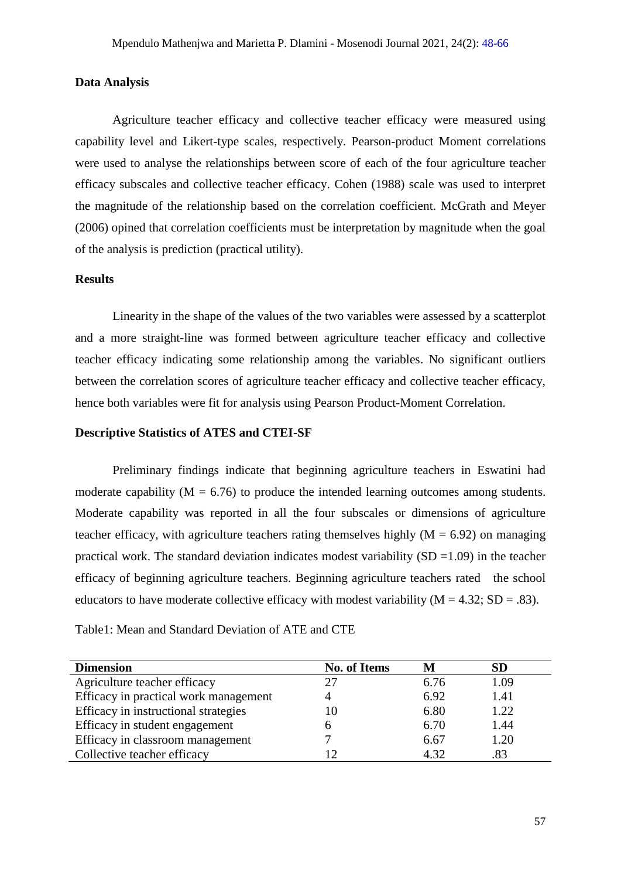## Data Analysis

Agriculture teacher efficacy and collective teacher efficacy were measured using capability level and Likert-type scales, respectively. Pearson-product Moment correlations were used to analyse the relationships between score of each of the four agriculture teacher efficacy subscales and collective teacher efficacy. Cohen (1988) scale was used to interpret the magnitude of the relationship based on the correlation coefficient. McGrath and Meyer (2006) opined that correlation coefficients must be interpretation by magnitude when the goal of the analysis is prediction (practical utility).

## Results

Linearity in the shape of the values of the two variables were assessed by a scatterplot and a more straight-line was formed between agriculture teacher efficacy and collective teacher efficacy indicating some relationship among the variables. No significant outliers between the correlation scores of agriculture teacher efficacy and collective teacher efficacy, hence both variables were fit for analysis using Pearson Product-Moment Correlation.

### Descriptive Statistics of ATES and CTEI-SF

Preliminary findings indicate that beginning agriculture teachers in Eswatini had moderate capability ($M = 6.76$) to produce the intended learning outcomes among students. Moderate capability was reported in all the four subscales or dimensions of agriculture teacher efficacy, with agriculture teachers rating themselves highly ($M = 6.92$) on managing practical work. The standard deviation indicates modest variability ($SD = 1.09$) in the teacher efficacy of beginning agriculture teachers. Beginning agriculture teachers rated the school educators to have moderate collective efficacy with modest variability ($M = 4.32$; $SD = .83$).

Table1: Mean and Standard Deviation of ATE and CTE

| Dimension | No. of Items | M | SD |
|---|---|---|---|
| Agriculture teacher efficacy | 27 | 6.76 | 1.09 |
| Efficacy in practical work management | 4 | 6.92 | 1.41 |
| Efficacy in instructional strategies | 10 | 6.80 | 1.22 |
| Efficacy in student engagement | 6 | 6.70 | 1.44 |
| Efficacy in classroom management | 7 | 6.67 | 1.20 |
| Collective teacher efficacy | 12 | 4.32 | .83 |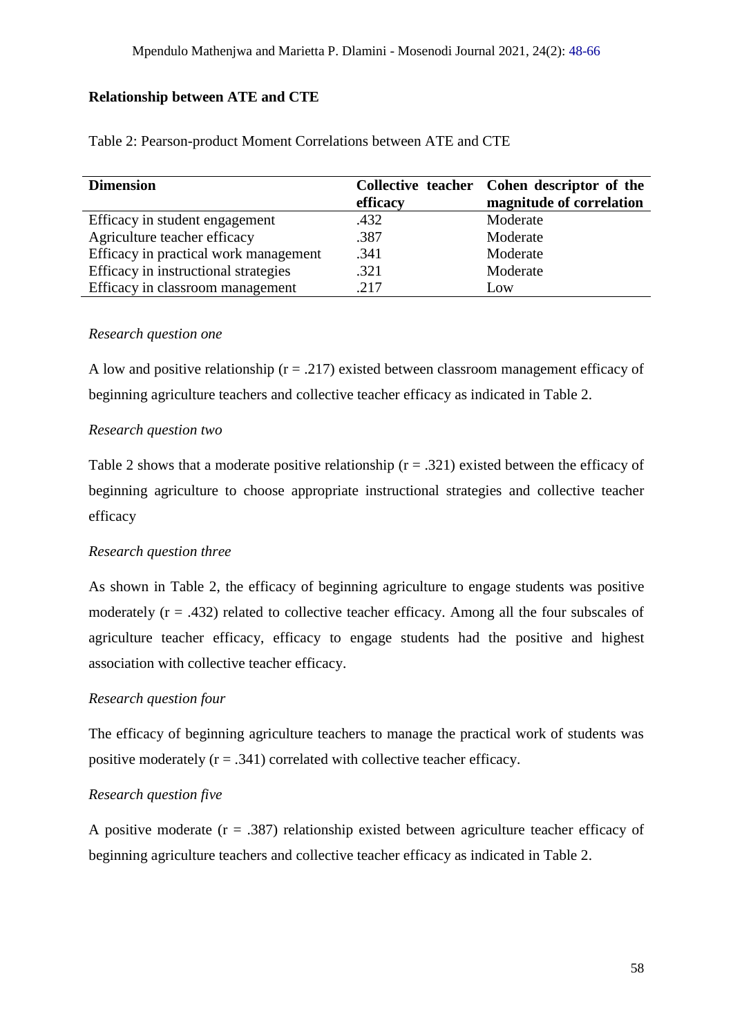## Relationship between ATE and CTE

Table 2: Pearson-product Moment Correlations between ATE and CTE

| Dimension | Collective teacher efficacy | Cohen descriptor of the magnitude of correlation |
|---|---|---|
| Efficacy in student engagement | .432 | Moderate |
| Agriculture teacher efficacy | .387 | Moderate |
| Efficacy in practical work management | .341 | Moderate |
| Efficacy in instructional strategies | .321 | Moderate |
| Efficacy in classroom management | .217 | Low |

*Research question one*

A low and positive relationship ($r = .217$) existed between classroom management efficacy of beginning agriculture teachers and collective teacher efficacy as indicated in Table 2.

*Research question two*

Table 2 shows that a moderate positive relationship ($r = .321$) existed between the efficacy of beginning agriculture to choose appropriate instructional strategies and collective teacher efficacy

*Research question three*

As shown in Table 2, the efficacy of beginning agriculture to engage students was positive moderately ($r = .432$) related to collective teacher efficacy. Among all the four subscales of agriculture teacher efficacy, efficacy to engage students had the positive and highest association with collective teacher efficacy.

*Research question four*

The efficacy of beginning agriculture teachers to manage the practical work of students was positive moderately ($r = .341$) correlated with collective teacher efficacy.

*Research question five*

A positive moderate ($r = .387$) relationship existed between agriculture teacher efficacy of beginning agriculture teachers and collective teacher efficacy as indicated in Table 2.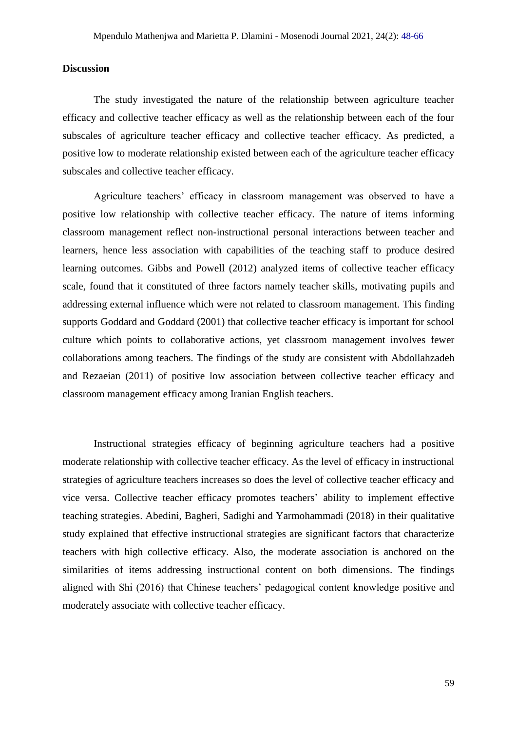## Discussion

The study investigated the nature of the relationship between agriculture teacher efficacy and collective teacher efficacy as well as the relationship between each of the four subscales of agriculture teacher efficacy and collective teacher efficacy. As predicted, a positive low to moderate relationship existed between each of the agriculture teacher efficacy subscales and collective teacher efficacy.

Agriculture teachers' efficacy in classroom management was observed to have a positive low relationship with collective teacher efficacy. The nature of items informing classroom management reflect non-instructional personal interactions between teacher and learners, hence less association with capabilities of the teaching staff to produce desired learning outcomes. Gibbs and Powell (2012) analyzed items of collective teacher efficacy scale, found that it constituted of three factors namely teacher skills, motivating pupils and addressing external influence which were not related to classroom management. This finding supports Goddard and Goddard (2001) that collective teacher efficacy is important for school culture which points to collaborative actions, yet classroom management involves fewer collaborations among teachers. The findings of the study are consistent with Abdollahzadeh and Rezaeian (2011) of positive low association between collective teacher efficacy and classroom management efficacy among Iranian English teachers.

Instructional strategies efficacy of beginning agriculture teachers had a positive moderate relationship with collective teacher efficacy. As the level of efficacy in instructional strategies of agriculture teachers increases so does the level of collective teacher efficacy and vice versa. Collective teacher efficacy promotes teachers' ability to implement effective teaching strategies. Abedini, Bagheri, Sadighi and Yarmohammadi (2018) in their qualitative study explained that effective instructional strategies are significant factors that characterize teachers with high collective efficacy. Also, the moderate association is anchored on the similarities of items addressing instructional content on both dimensions. The findings aligned with Shi (2016) that Chinese teachers' pedagogical content knowledge positive and moderately associate with collective teacher efficacy.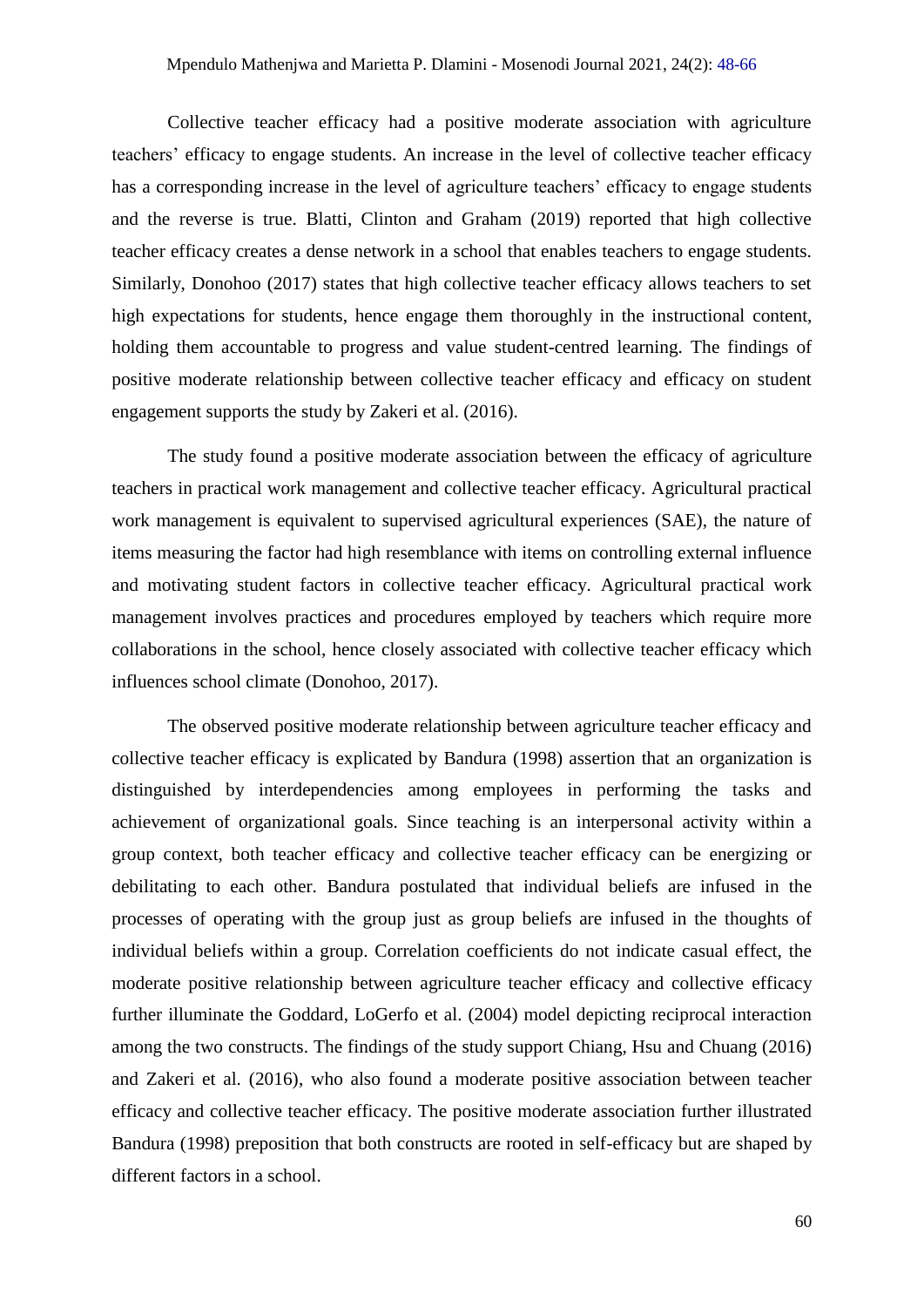Collective teacher efficacy had a positive moderate association with agriculture teachers' efficacy to engage students. An increase in the level of collective teacher efficacy has a corresponding increase in the level of agriculture teachers' efficacy to engage students and the reverse is true. Blatti, Clinton and Graham (2019) reported that high collective teacher efficacy creates a dense network in a school that enables teachers to engage students. Similarly, Donohoo (2017) states that high collective teacher efficacy allows teachers to set high expectations for students, hence engage them thoroughly in the instructional content, holding them accountable to progress and value student-centred learning. The findings of positive moderate relationship between collective teacher efficacy and efficacy on student engagement supports the study by Zakeri et al. (2016).

The study found a positive moderate association between the efficacy of agriculture teachers in practical work management and collective teacher efficacy. Agricultural practical work management is equivalent to supervised agricultural experiences (SAE), the nature of items measuring the factor had high resemblance with items on controlling external influence and motivating student factors in collective teacher efficacy. Agricultural practical work management involves practices and procedures employed by teachers which require more collaborations in the school, hence closely associated with collective teacher efficacy which influences school climate (Donohoo, 2017).

The observed positive moderate relationship between agriculture teacher efficacy and collective teacher efficacy is explicated by Bandura (1998) assertion that an organization is distinguished by interdependencies among employees in performing the tasks and achievement of organizational goals. Since teaching is an interpersonal activity within a group context, both teacher efficacy and collective teacher efficacy can be energizing or debilitating to each other. Bandura postulated that individual beliefs are infused in the processes of operating with the group just as group beliefs are infused in the thoughts of individual beliefs within a group. Correlation coefficients do not indicate casual effect, the moderate positive relationship between agriculture teacher efficacy and collective efficacy further illuminate the Goddard, LoGerfo et al. (2004) model depicting reciprocal interaction among the two constructs. The findings of the study support Chiang, Hsu and Chuang (2016) and Zakeri et al. (2016), who also found a moderate positive association between teacher efficacy and collective teacher efficacy. The positive moderate association further illustrated Bandura (1998) preposition that both constructs are rooted in self-efficacy but are shaped by different factors in a school.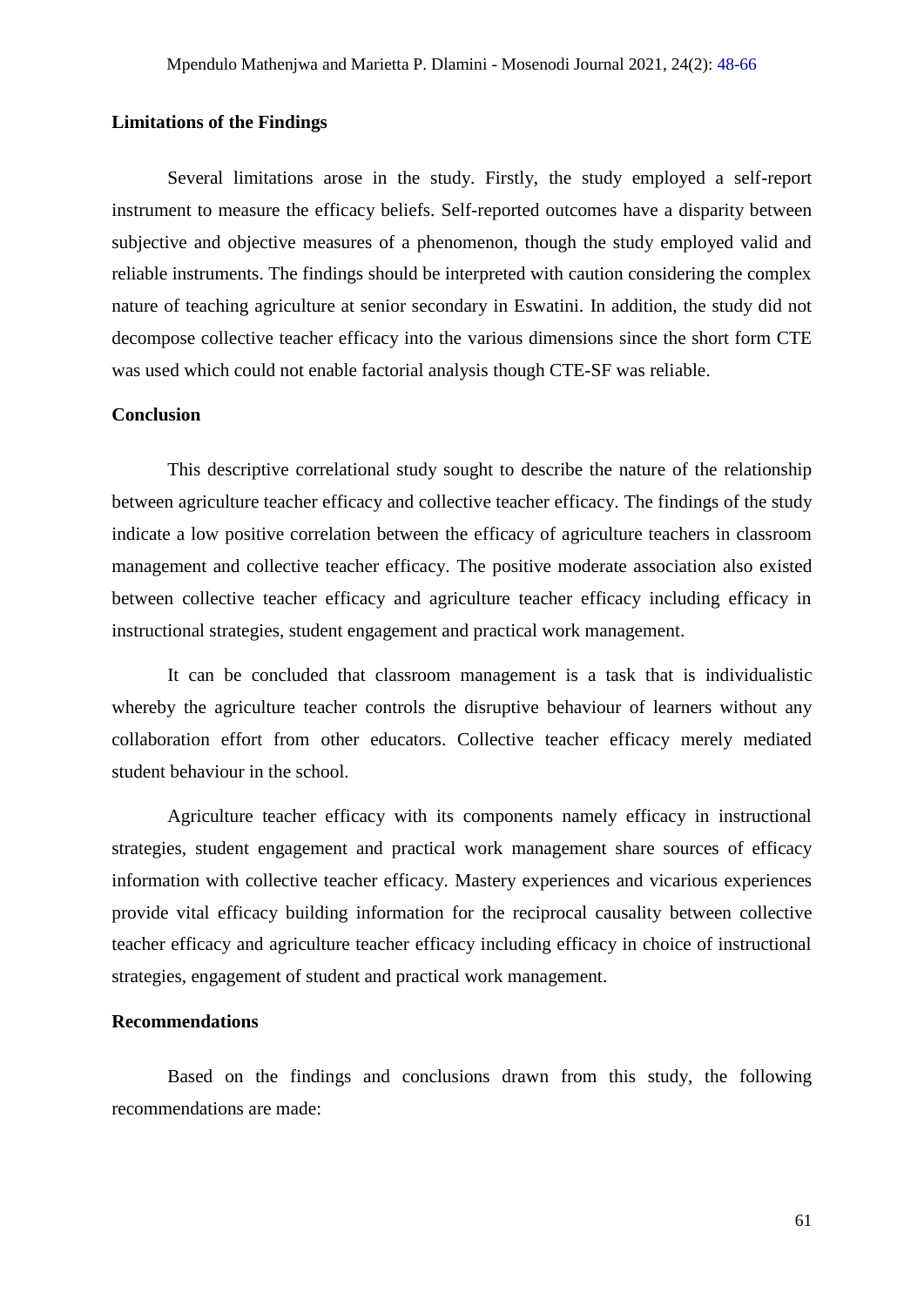## Limitations of the Findings

Several limitations arose in the study. Firstly, the study employed a self-report instrument to measure the efficacy beliefs. Self-reported outcomes have a disparity between subjective and objective measures of a phenomenon, though the study employed valid and reliable instruments. The findings should be interpreted with caution considering the complex nature of teaching agriculture at senior secondary in Eswatini. In addition, the study did not decompose collective teacher efficacy into the various dimensions since the short form CTE was used which could not enable factorial analysis though CTE-SF was reliable.

## Conclusion

This descriptive correlational study sought to describe the nature of the relationship between agriculture teacher efficacy and collective teacher efficacy. The findings of the study indicate a low positive correlation between the efficacy of agriculture teachers in classroom management and collective teacher efficacy. The positive moderate association also existed between collective teacher efficacy and agriculture teacher efficacy including efficacy in instructional strategies, student engagement and practical work management.

It can be concluded that classroom management is a task that is individualistic whereby the agriculture teacher controls the disruptive behaviour of learners without any collaboration effort from other educators. Collective teacher efficacy merely mediated student behaviour in the school.

Agriculture teacher efficacy with its components namely efficacy in instructional strategies, student engagement and practical work management share sources of efficacy information with collective teacher efficacy. Mastery experiences and vicarious experiences provide vital efficacy building information for the reciprocal causality between collective teacher efficacy and agriculture teacher efficacy including efficacy in choice of instructional strategies, engagement of student and practical work management.

## Recommendations

Based on the findings and conclusions drawn from this study, the following recommendations are made: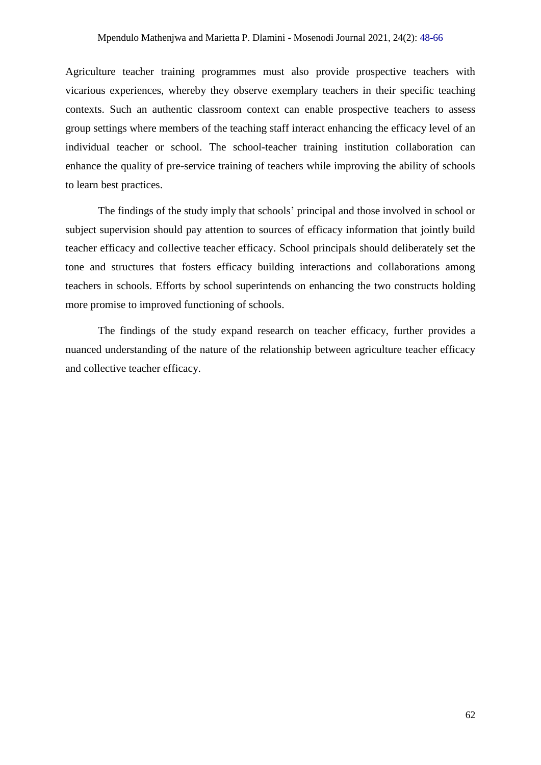Agriculture teacher training programmes must also provide prospective teachers with vicarious experiences, whereby they observe exemplary teachers in their specific teaching contexts. Such an authentic classroom context can enable prospective teachers to assess group settings where members of the teaching staff interact enhancing the efficacy level of an individual teacher or school. The school-teacher training institution collaboration can enhance the quality of pre-service training of teachers while improving the ability of schools to learn best practices.

The findings of the study imply that schools' principal and those involved in school or subject supervision should pay attention to sources of efficacy information that jointly build teacher efficacy and collective teacher efficacy. School principals should deliberately set the tone and structures that fosters efficacy building interactions and collaborations among teachers in schools. Efforts by school superintends on enhancing the two constructs holding more promise to improved functioning of schools.

The findings of the study expand research on teacher efficacy, further provides a nuanced understanding of the nature of the relationship between agriculture teacher efficacy and collective teacher efficacy.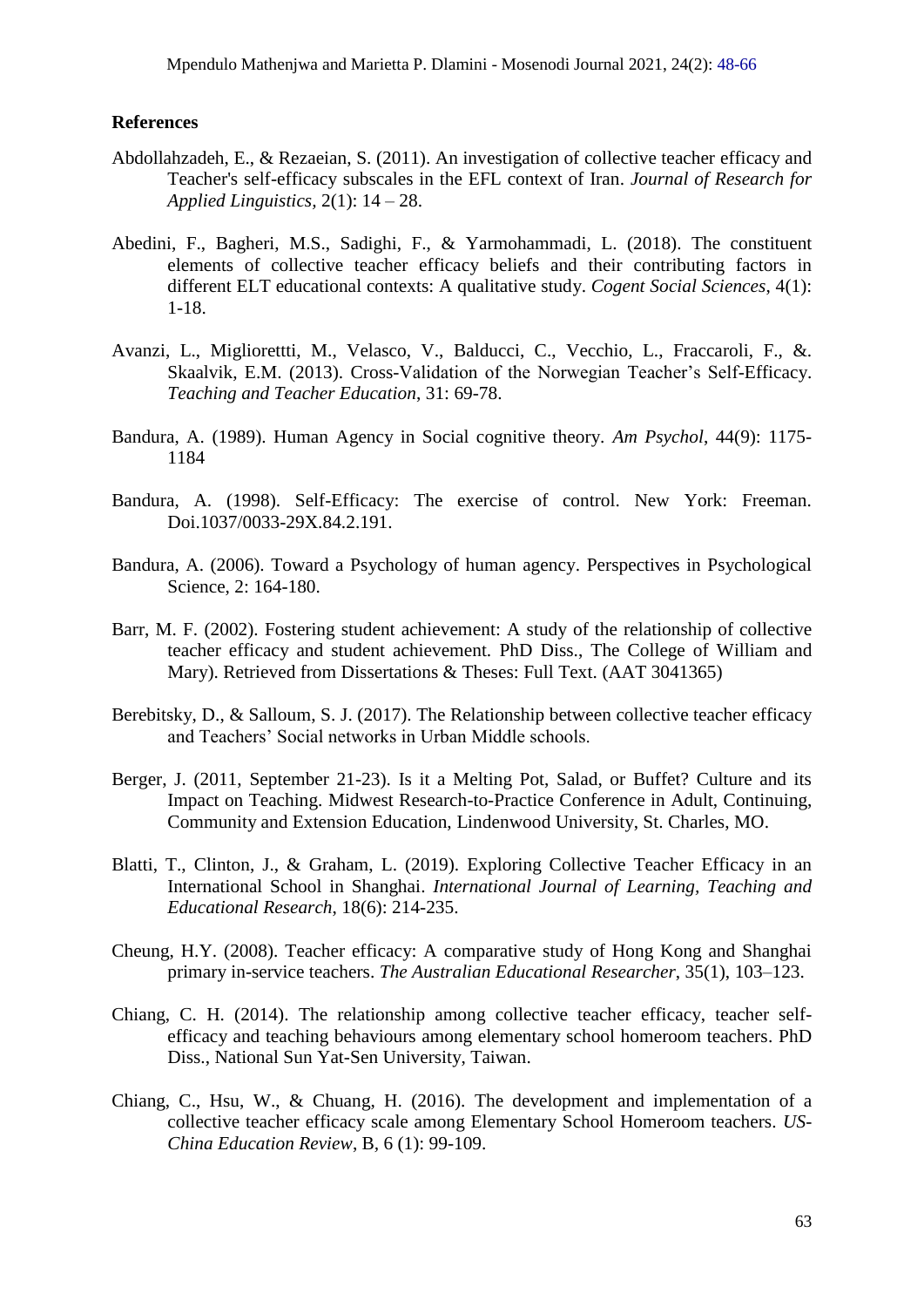## References

Abdollahzadeh, E., & Rezaeian, S. (2011). An investigation of collective teacher efficacy and Teacher's self-efficacy subscales in the EFL context of Iran. *Journal of Research for Applied Linguistics*, 2(1): 14 – 28.

Abedini, F., Bagheri, M.S., Sadighi, F., & Yarmohammadi, L. (2018). The constituent elements of collective teacher efficacy beliefs and their contributing factors in different ELT educational contexts: A qualitative study. *Cogent Social Sciences*, 4(1): 1-18.

Avanzi, L., Miglioretti, M., Velasco, V., Balducci, C., Vecchio, L., Fraccaroli, F., &. Skaalvik, E.M. (2013). Cross-Validation of the Norwegian Teacher's Self-Efficacy. *Teaching and Teacher Education*, 31: 69-78.

Bandura, A. (1989). Human Agency in Social cognitive theory. *Am Psychol*, 44(9): 1175-1184

Bandura, A. (1998). Self-Efficacy: The exercise of control. New York: Freeman. Doi.1037/0033-29X.84.2.191.

Bandura, A. (2006). Toward a Psychology of human agency. Perspectives in Psychological Science, 2: 164-180.

Barr, M. F. (2002). Fostering student achievement: A study of the relationship of collective teacher efficacy and student achievement. PhD Diss., The College of William and Mary). Retrieved from Dissertations & Theses: Full Text. (AAT 3041365)

Berebitsky, D., & Salloum, S. J. (2017). The Relationship between collective teacher efficacy and Teachers' Social networks in Urban Middle schools.

Berger, J. (2011, September 21-23). Is it a Melting Pot, Salad, or Buffet? Culture and its Impact on Teaching. Midwest Research-to-Practice Conference in Adult, Continuing, Community and Extension Education, Lindenwood University, St. Charles, MO.

Blatti, T., Clinton, J., & Graham, L. (2019). Exploring Collective Teacher Efficacy in an International School in Shanghai. *International Journal of Learning, Teaching and Educational Research*, 18(6): 214-235.

Cheung, H.Y. (2008). Teacher efficacy: A comparative study of Hong Kong and Shanghai primary in-service teachers. *The Australian Educational Researcher*, 35(1), 103–123.

Chiang, C. H. (2014). The relationship among collective teacher efficacy, teacher self-efficacy and teaching behaviours among elementary school homeroom teachers. PhD Diss., National Sun Yat-Sen University, Taiwan.

Chiang, C., Hsu, W., & Chuang, H. (2016). The development and implementation of a collective teacher efficacy scale among Elementary School Homeroom teachers. *US-China Education Review*, B, 6 (1): 99-109.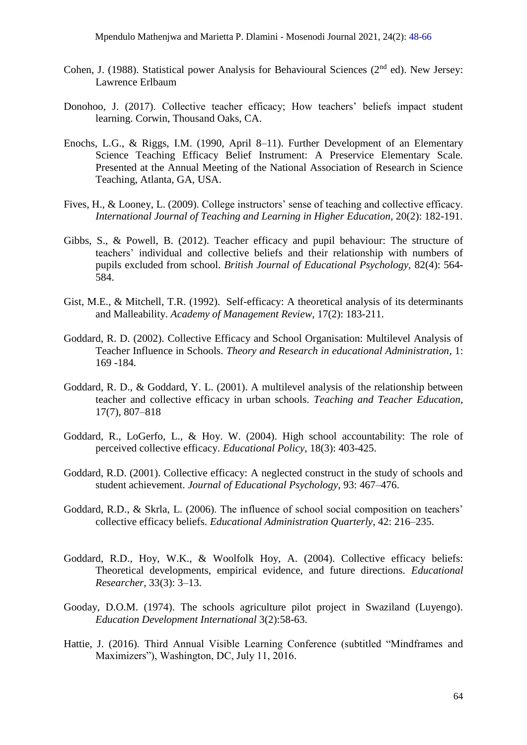Cohen, J. (1988). Statistical power Analysis for Behavioural Sciences (2nd ed). New Jersey: Lawrence Erlbaum

Donohoo, J. (2017). Collective teacher efficacy; How teachers' beliefs impact student learning. Corwin, Thousand Oaks, CA.

Enochs, L.G., & Riggs, I.M. (1990, April 8–11). Further Development of an Elementary Science Teaching Efficacy Belief Instrument: A Preservice Elementary Scale. Presented at the Annual Meeting of the National Association of Research in Science Teaching, Atlanta, GA, USA.

Fives, H., & Looney, L. (2009). College instructors' sense of teaching and collective efficacy. *International Journal of Teaching and Learning in Higher Education*, 20(2): 182-191.

Gibbs, S., & Powell, B. (2012). Teacher efficacy and pupil behaviour: The structure of teachers' individual and collective beliefs and their relationship with numbers of pupils excluded from school. *British Journal of Educational Psychology*, 82(4): 564-584.

Gist, M.E., & Mitchell, T.R. (1992). Self-efficacy: A theoretical analysis of its determinants and Malleability. *Academy of Management Review*, 17(2): 183-211.

Goddard, R. D. (2002). Collective Efficacy and School Organisation: Multilevel Analysis of Teacher Influence in Schools. *Theory and Research in educational Administration*, 1: 169 -184.

Goddard, R. D., & Goddard, Y. L. (2001). A multilevel analysis of the relationship between teacher and collective efficacy in urban schools. *Teaching and Teacher Education*, 17(7), 807–818

Goddard, R., LoGerfo, L., & Hoy. W. (2004). High school accountability: The role of perceived collective efficacy. *Educational Policy*, 18(3): 403-425.

Goddard, R.D. (2001). Collective efficacy: A neglected construct in the study of schools and student achievement. *Journal of Educational Psychology*, 93: 467–476.

Goddard, R.D., & Skrla, L. (2006). The influence of school social composition on teachers' collective efficacy beliefs. *Educational Administration Quarterly*, 42: 216–235.

Goddard, R.D., Hoy, W.K., & Woolfolk Hoy, A. (2004). Collective efficacy beliefs: Theoretical developments, empirical evidence, and future directions. *Educational Researcher*, 33(3): 3–13.

Gooday, D.O.M. (1974). The schools agriculture pilot project in Swaziland (Luyengo). *Education Development International* 3(2):58-63.

Hattie, J. (2016). Third Annual Visible Learning Conference (subtitled "Mindframes and Maximizers"), Washington, DC, July 11, 2016.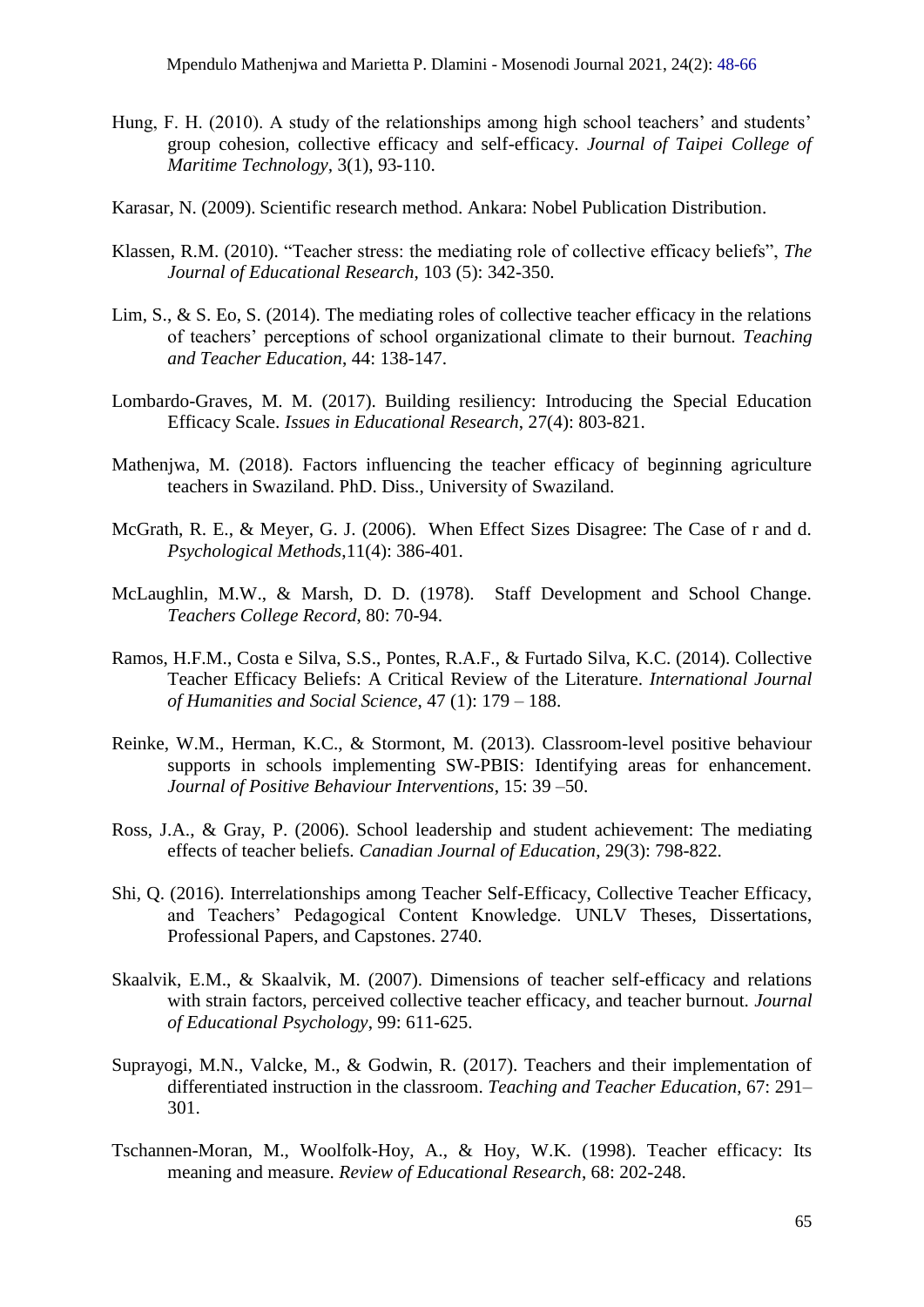Hung, F. H. (2010). A study of the relationships among high school teachers' and students' group cohesion, collective efficacy and self-efficacy. *Journal of Taipei College of Maritime Technology*, 3(1), 93-110.

Karasar, N. (2009). Scientific research method. Ankara: Nobel Publication Distribution.

Klassen, R.M. (2010). "Teacher stress: the mediating role of collective efficacy beliefs", *The Journal of Educational Research*, 103 (5): 342-350.

Lim, S., & S. Eo, S. (2014). The mediating roles of collective teacher efficacy in the relations of teachers' perceptions of school organizational climate to their burnout. *Teaching and Teacher Education*, 44: 138-147.

Lombardo-Graves, M. M. (2017). Building resiliency: Introducing the Special Education Efficacy Scale. *Issues in Educational Research*, 27(4): 803-821.

Mathenjwa, M. (2018). Factors influencing the teacher efficacy of beginning agriculture teachers in Swaziland. PhD. Diss., University of Swaziland.

McGrath, R. E., & Meyer, G. J. (2006). When Effect Sizes Disagree: The Case of r and d. *Psychological Methods*,11(4): 386-401.

McLaughlin, M.W., & Marsh, D. D. (1978). Staff Development and School Change. *Teachers College Record*, 80: 70-94.

Ramos, H.F.M., Costa e Silva, S.S., Pontes, R.A.F., & Furtado Silva, K.C. (2014). Collective Teacher Efficacy Beliefs: A Critical Review of the Literature. *International Journal of Humanities and Social Science*, 47 (1): 179 – 188.

Reinke, W.M., Herman, K.C., & Stormont, M. (2013). Classroom-level positive behaviour supports in schools implementing SW-PBIS: Identifying areas for enhancement. *Journal of Positive Behaviour Interventions*, 15: 39 –50.

Ross, J.A., & Gray, P. (2006). School leadership and student achievement: The mediating effects of teacher beliefs. *Canadian Journal of Education*, 29(3): 798-822.

Shi, Q. (2016). Interrelationships among Teacher Self-Efficacy, Collective Teacher Efficacy, and Teachers' Pedagogical Content Knowledge. UNLV Theses, Dissertations, Professional Papers, and Capstones. 2740.

Skaalvik, E.M., & Skaalvik, M. (2007). Dimensions of teacher self-efficacy and relations with strain factors, perceived collective teacher efficacy, and teacher burnout. *Journal of Educational Psychology*, 99: 611-625.

Suprayogi, M.N., Valcke, M., & Godwin, R. (2017). Teachers and their implementation of differentiated instruction in the classroom. *Teaching and Teacher Education*, 67: 291–301.

Tschannen-Moran, M., Woolfolk-Hoy, A., & Hoy, W.K. (1998). Teacher efficacy: Its meaning and measure. *Review of Educational Research*, 68: 202-248.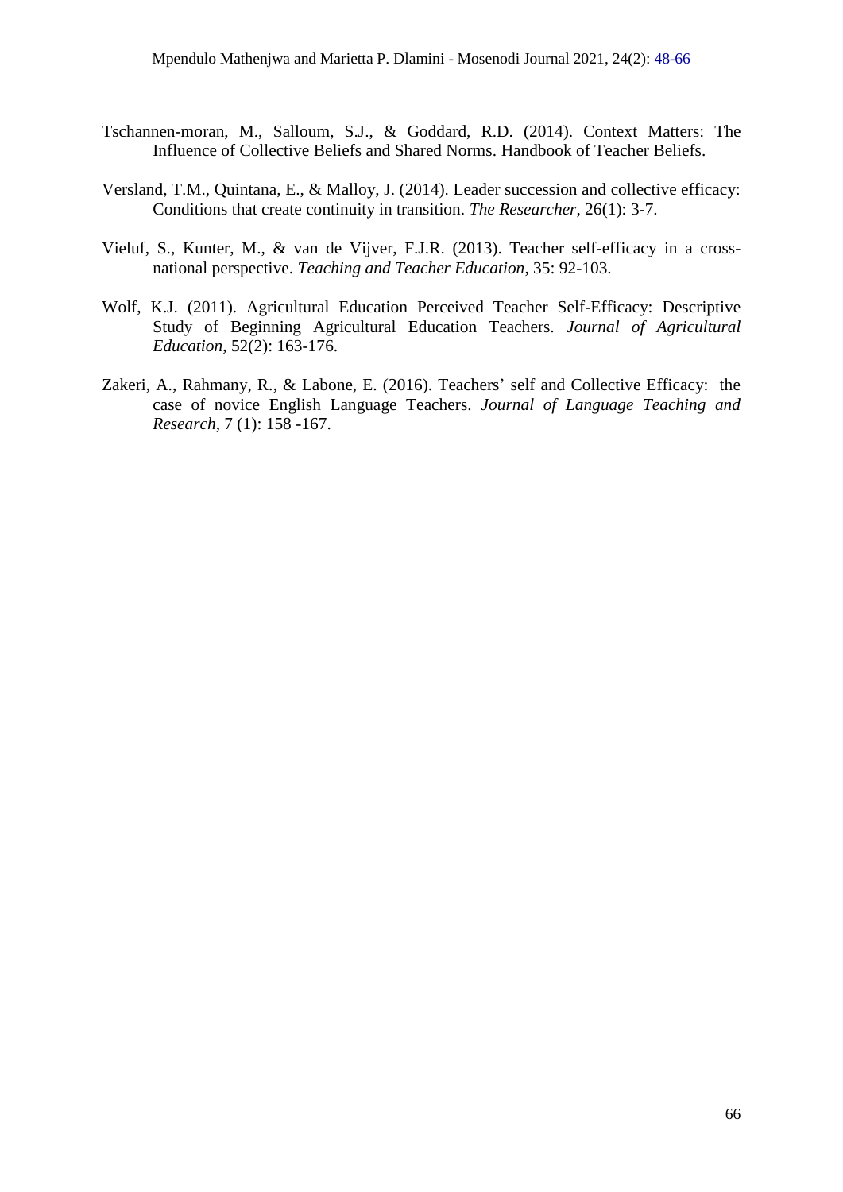Tschannen-moran, M., Salloum, S.J., & Goddard, R.D. (2014). Context Matters: The Influence of Collective Beliefs and Shared Norms. Handbook of Teacher Beliefs.

Versland, T.M., Quintana, E., & Malloy, J. (2014). Leader succession and collective efficacy: Conditions that create continuity in transition. *The Researcher*, 26(1): 3-7.

Vieluf, S., Kunter, M., & van de Vijver, F.J.R. (2013). Teacher self-efficacy in a cross-national perspective. *Teaching and Teacher Education*, 35: 92-103.

Wolf, K.J. (2011). Agricultural Education Perceived Teacher Self-Efficacy: Descriptive Study of Beginning Agricultural Education Teachers. *Journal of Agricultural Education*, 52(2): 163-176.

Zakeri, A., Rahmany, R., & Labone, E. (2016). Teachers' self and Collective Efficacy: the case of novice English Language Teachers. *Journal of Language Teaching and Research*, 7 (1): 158 -167.